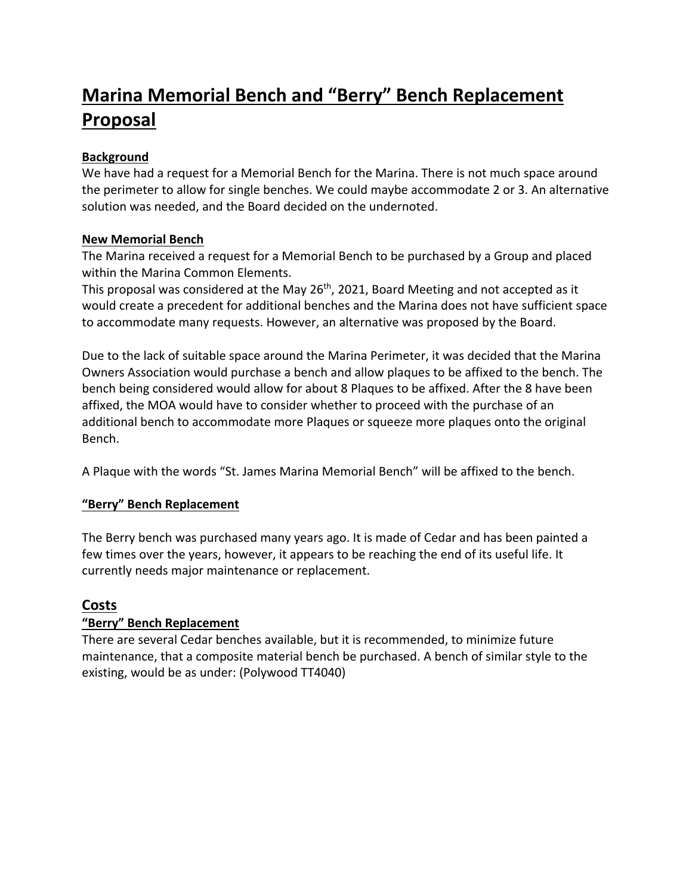# Marina Memorial Bench and "Berry" Bench Replacement Proposal

### Background

We have had a request for a Memorial Bench for the Marina. There is not much space around the perimeter to allow for single benches. We could maybe accommodate 2 or 3. An alternative solution was needed, and the Board decided on the undernoted.

### New Memorial Bench

The Marina received a request for a Memorial Bench to be purchased by a Group and placed within the Marina Common Elements.

This proposal was considered at the May 26th, 2021, Board Meeting and not accepted as it would create a precedent for additional benches and the Marina does not have sufficient space to accommodate many requests. However, an alternative was proposed by the Board.

Due to the lack of suitable space around the Marina Perimeter, it was decided that the Marina Owners Association would purchase a bench and allow plaques to be affixed to the bench. The bench being considered would allow for about 8 Plaques to be affixed. After the 8 have been affixed, the MOA would have to consider whether to proceed with the purchase of an additional bench to accommodate more Plaques or squeeze more plaques onto the original Bench.

A Plaque with the words "St. James Marina Memorial Bench" will be affixed to the bench.

### "Berry" Bench Replacement

The Berry bench was purchased many years ago. It is made of Cedar and has been painted a few times over the years, however, it appears to be reaching the end of its useful life. It currently needs major maintenance or replacement.

## Costs

### "Berry" Bench Replacement

There are several Cedar benches available, but it is recommended, to minimize future maintenance, that a composite material bench be purchased. A bench of similar style to the existing, would be as under: (Polywood TT4040)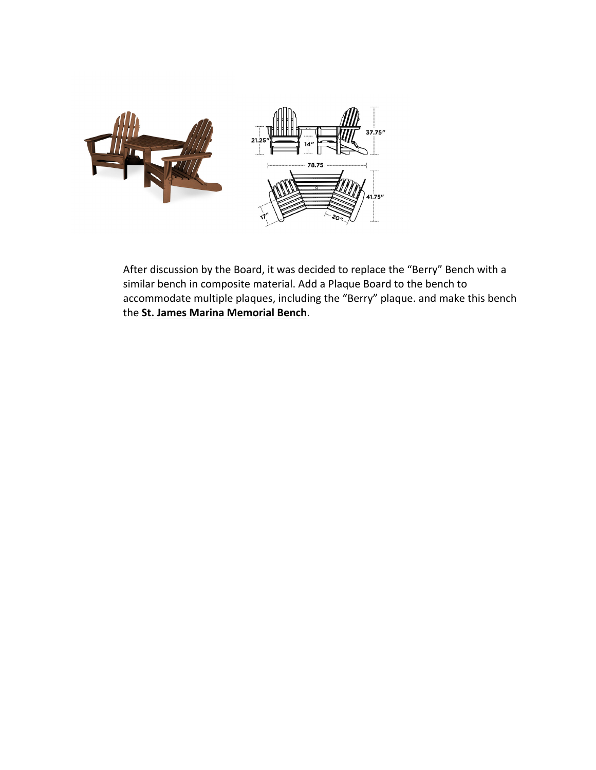After discussion by the Board, it was decided to replace the “Berry” Bench with a similar bench in composite material. Add a Plaque Board to the bench to accommodate multiple plaques, including the “Berry” plaque. and make this bench the **St. James Marina Memorial Bench**.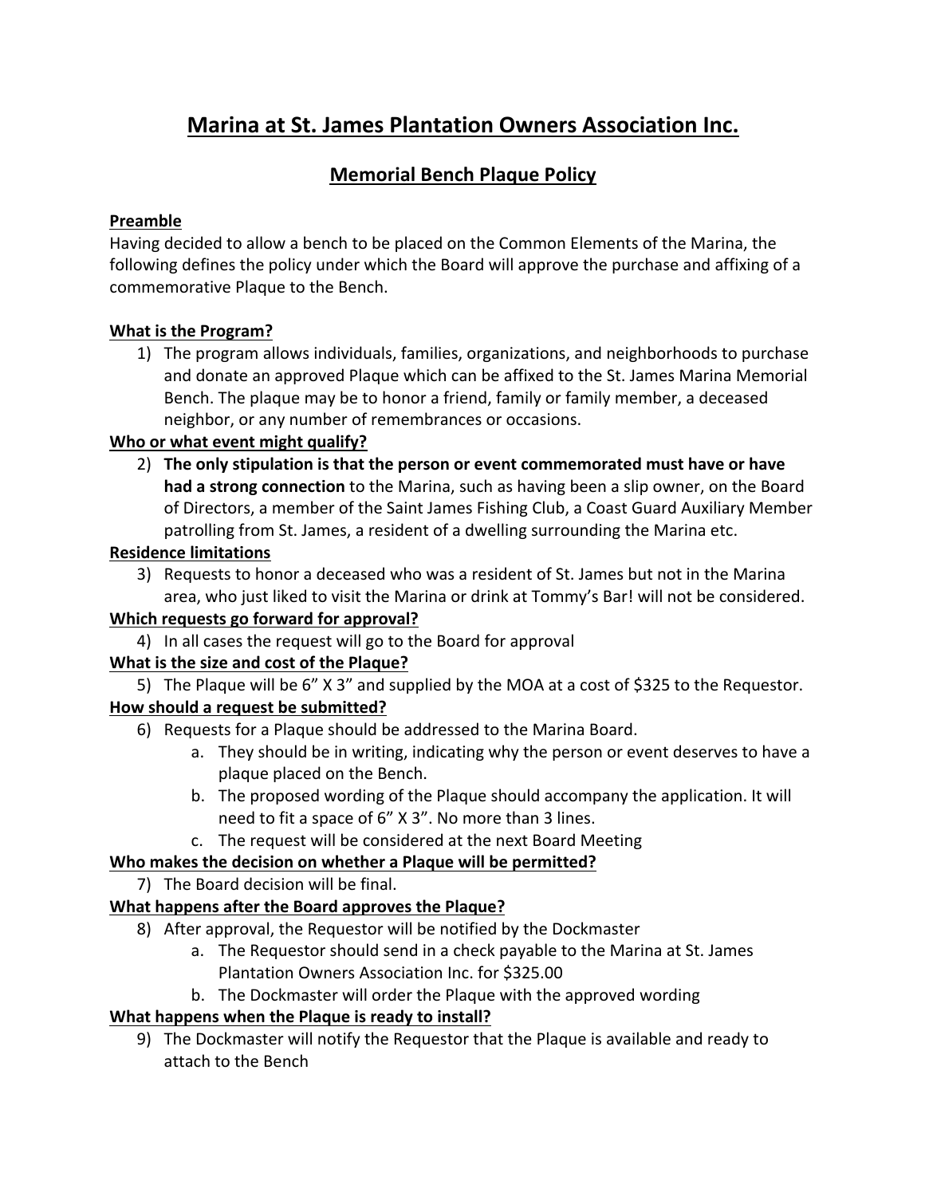# Marina at St. James Plantation Owners Association Inc.

## Memorial Bench Plaque Policy

**Preamble**

Having decided to allow a bench to be placed on the Common Elements of the Marina, the following defines the policy under which the Board will approve the purchase and affixing of a commemorative Plaque to the Bench.

**What is the Program?**

1) The program allows individuals, families, organizations, and neighborhoods to purchase and donate an approved Plaque which can be affixed to the St. James Marina Memorial Bench. The plaque may be to honor a friend, family or family member, a deceased neighbor, or any number of remembrances or occasions.

**Who or what event might qualify?**

2) **The only stipulation is that the person or event commemorated must have or have had a strong connection** to the Marina, such as having been a slip owner, on the Board of Directors, a member of the Saint James Fishing Club, a Coast Guard Auxiliary Member patrolling from St. James, a resident of a dwelling surrounding the Marina etc.

**Residence limitations**

3) Requests to honor a deceased who was a resident of St. James but not in the Marina area, who just liked to visit the Marina or drink at Tommy's Bar! will not be considered.

**Which requests go forward for approval?**

4) In all cases the request will go to the Board for approval

**What is the size and cost of the Plaque?**

5) The Plaque will be 6" X 3" and supplied by the MOA at a cost of $325 to the Requestor.

**How should a request be submitted?**

6) Requests for a Plaque should be addressed to the Marina Board.
   a. They should be in writing, indicating why the person or event deserves to have a plaque placed on the Bench.
   b. The proposed wording of the Plaque should accompany the application. It will need to fit a space of 6" X 3". No more than 3 lines.
   c. The request will be considered at the next Board Meeting

**Who makes the decision on whether a Plaque will be permitted?**

7) The Board decision will be final.

**What happens after the Board approves the Plaque?**

8) After approval, the Requestor will be notified by the Dockmaster
   a. The Requestor should send in a check payable to the Marina at St. James Plantation Owners Association Inc. for $325.00
   b. The Dockmaster will order the Plaque with the approved wording

**What happens when the Plaque is ready to install?**

9) The Dockmaster will notify the Requestor that the Plaque is available and ready to attach to the Bench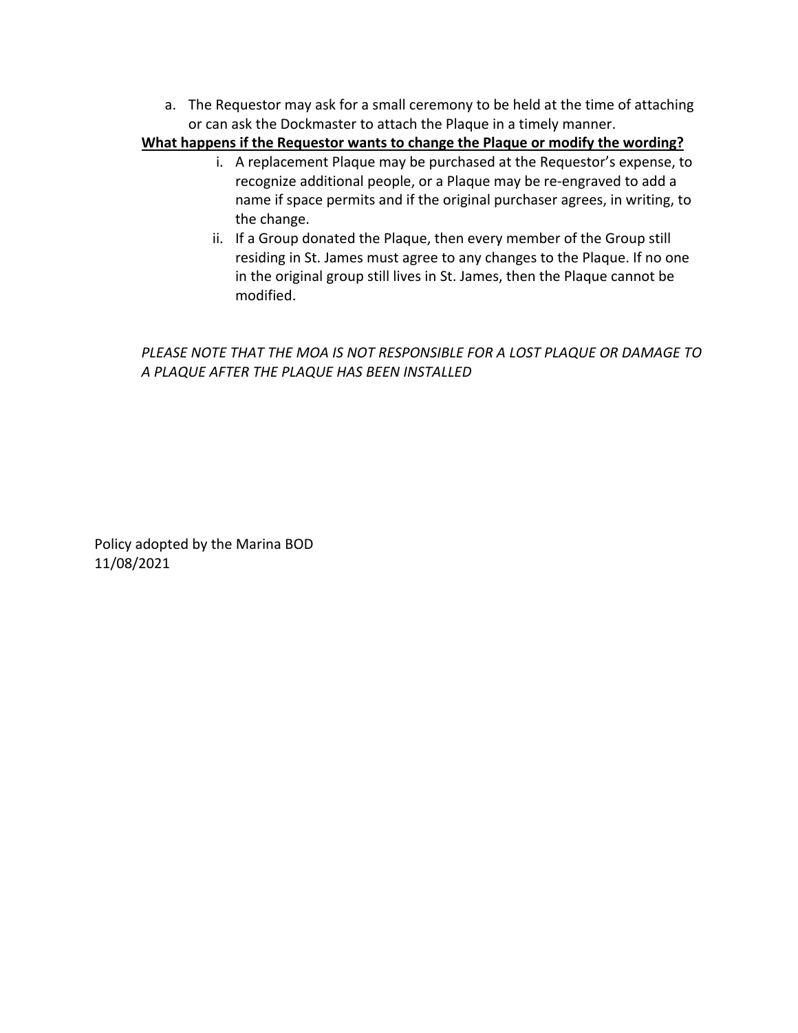a. The Requestor may ask for a small ceremony to be held at the time of attaching or can ask the Dockmaster to attach the Plaque in a timely manner.

**<u>What happens if the Requestor wants to change the Plaque or modify the wording?</u>**

i. A replacement Plaque may be purchased at the Requestor's expense, to recognize additional people, or a Plaque may be re-engraved to add a name if space permits and if the original purchaser agrees, in writing, to the change.

ii. If a Group donated the Plaque, then every member of the Group still residing in St. James must agree to any changes to the Plaque. If no one in the original group still lives in St. James, then the Plaque cannot be modified.

*PLEASE NOTE THAT THE MOA IS NOT RESPONSIBLE FOR A LOST PLAQUE OR DAMAGE TO A PLAQUE AFTER THE PLAQUE HAS BEEN INSTALLED*

Policy adopted by the Marina BOD
11/08/2021